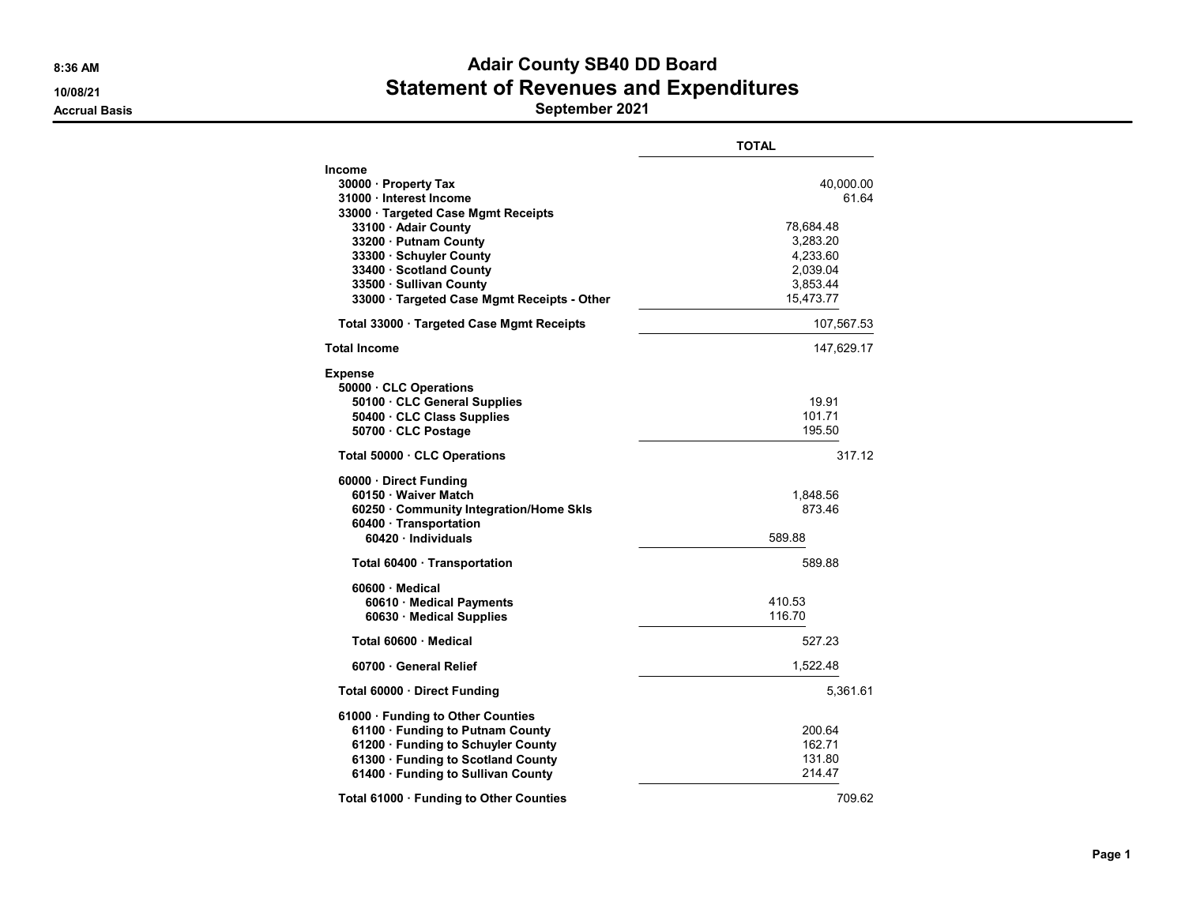# Adair County SB40 DD Board

## Statement of Revenues and Expenditures

### September 2021

8:36 AM
10/08/21
Accrual Basis

| | TOTAL |
|---|---|
| **Income** | |
| 30000 · Property Tax | 40,000.00 |
| 31000 · Interest Income | 61.64 |
| 33000 · Targeted Case Mgmt Receipts | |
| 33100 · Adair County | 78,684.48 |
| 33200 · Putnam County | 3,283.20 |
| 33300 · Schuyler County | 4,233.60 |
| 33400 · Scotland County | 2,039.04 |
| 33500 · Sullivan County | 3,853.44 |
| 33000 · Targeted Case Mgmt Receipts - Other | 15,473.77 |
| Total 33000 · Targeted Case Mgmt Receipts | 107,567.53 |
| **Total Income** | 147,629.17 |
| **Expense** | |
| 50000 · CLC Operations | |
| 50100 · CLC General Supplies | 19.91 |
| 50400 · CLC Class Supplies | 101.71 |
| 50700 · CLC Postage | 195.50 |
| Total 50000 · CLC Operations | 317.12 |
| 60000 · Direct Funding | |
| 60150 · Waiver Match | 1,848.56 |
| 60250 · Community Integration/Home Skls | 873.46 |
| 60400 · Transportation | |
| 60420 · Individuals | 589.88 |
| Total 60400 · Transportation | 589.88 |
| 60600 · Medical | |
| 60610 · Medical Payments | 410.53 |
| 60630 · Medical Supplies | 116.70 |
| Total 60600 · Medical | 527.23 |
| 60700 · General Relief | 1,522.48 |
| Total 60000 · Direct Funding | 5,361.61 |
| 61000 · Funding to Other Counties | |
| 61100 · Funding to Putnam County | 200.64 |
| 61200 · Funding to Schuyler County | 162.71 |
| 61300 · Funding to Scotland County | 131.80 |
| 61400 · Funding to Sullivan County | 214.47 |
| Total 61000 · Funding to Other Counties | 709.62 |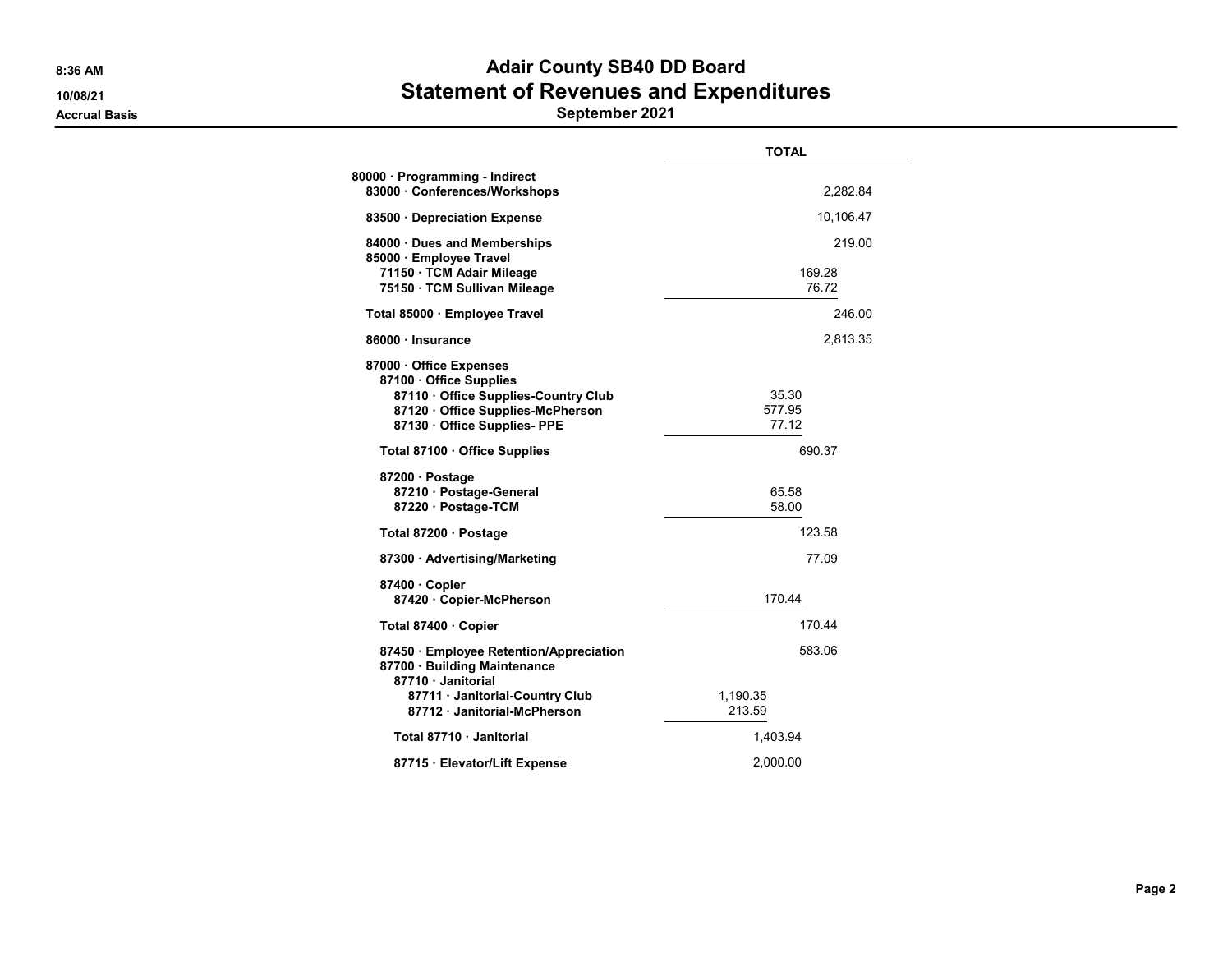# Adair County SB40 DD Board

## Statement of Revenues and Expenditures

### September 2021

8:36 AM
10/08/21
Accrual Basis

| | | | | TOTAL |
|---|---|---|---|---|
| **80000 · Programming - Indirect** | | | | |
| **83000 · Conferences/Workshops** | | | | 2,282.84 |
| **83500 · Depreciation Expense** | | | | 10,106.47 |
| **84000 · Dues and Memberships** | | | | 219.00 |
| **85000 · Employee Travel** | | | | |
| **71150 · TCM Adair Mileage** | | | 169.28 | |
| **75150 · TCM Sullivan Mileage** | | | 76.72 | |
| **Total 85000 · Employee Travel** | | | | 246.00 |
| **86000 · Insurance** | | | | 2,813.35 |
| **87000 · Office Expenses** | | | | |
| **87100 · Office Supplies** | | | | |
| **87110 · Office Supplies-Country Club** | | 35.30 | | |
| **87120 · Office Supplies-McPherson** | | 577.95 | | |
| **87130 · Office Supplies- PPE** | | 77.12 | | |
| **Total 87100 · Office Supplies** | | | 690.37 | |
| **87200 · Postage** | | | | |
| **87210 · Postage-General** | | 65.58 | | |
| **87220 · Postage-TCM** | | 58.00 | | |
| **Total 87200 · Postage** | | | 123.58 | |
| **87300 · Advertising/Marketing** | | | 77.09 | |
| **87400 · Copier** | | | | |
| **87420 · Copier-McPherson** | | 170.44 | | |
| **Total 87400 · Copier** | | | 170.44 | |
| **87450 · Employee Retention/Appreciation** | | | 583.06 | |
| **87700 · Building Maintenance** | | | | |
| **87710 · Janitorial** | | | | |
| **87711 · Janitorial-Country Club** | 1,190.35 | | | |
| **87712 · Janitorial-McPherson** | 213.59 | | | |
| **Total 87710 · Janitorial** | | 1,403.94 | | |
| **87715 · Elevator/Lift Expense** | | 2,000.00 | | |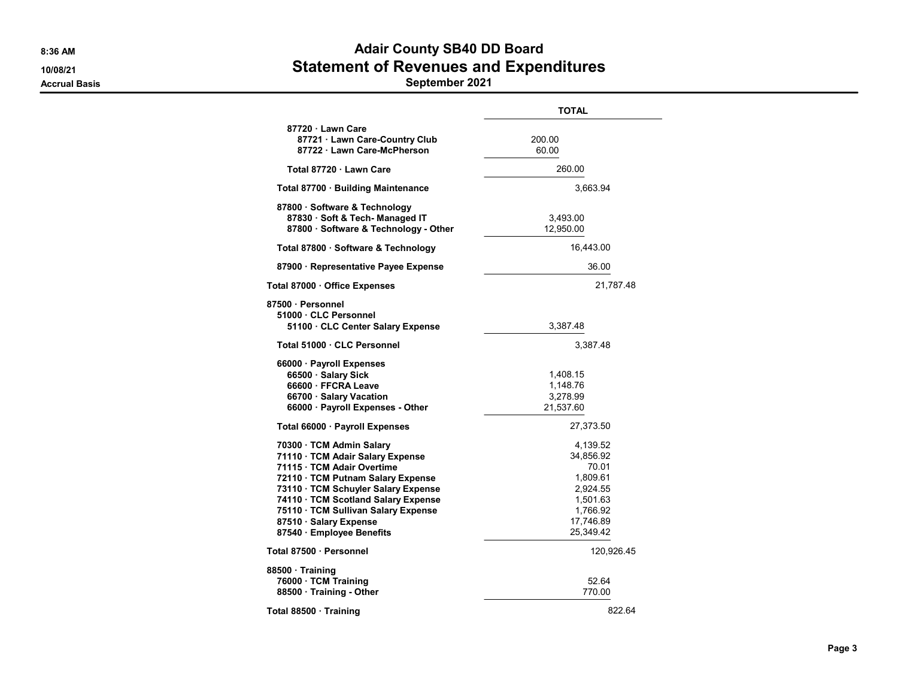# Adair County SB40 DD Board
## Statement of Revenues and Expenditures
### September 2021

Accrual Basis

| | TOTAL |
|---|---|
| 87720 · Lawn Care | |
| 87721 · Lawn Care-Country Club | 200.00 |
| 87722 · Lawn Care-McPherson | 60.00 |
| Total 87720 · Lawn Care | 260.00 |
| Total 87700 · Building Maintenance | 3,663.94 |
| 87800 · Software & Technology | |
| 87830 · Soft & Tech- Managed IT | 3,493.00 |
| 87800 · Software & Technology - Other | 12,950.00 |
| Total 87800 · Software & Technology | 16,443.00 |
| 87900 · Representative Payee Expense | 36.00 |
| Total 87000 · Office Expenses | 21,787.48 |
| 87500 · Personnel | |
| 51000 · CLC Personnel | |
| 51100 · CLC Center Salary Expense | 3,387.48 |
| Total 51000 · CLC Personnel | 3,387.48 |
| 66000 · Payroll Expenses | |
| 66500 · Salary Sick | 1,408.15 |
| 66600 · FFCRA Leave | 1,148.76 |
| 66700 · Salary Vacation | 3,278.99 |
| 66000 · Payroll Expenses - Other | 21,537.60 |
| Total 66000 · Payroll Expenses | 27,373.50 |
| 70300 · TCM Admin Salary | 4,139.52 |
| 71110 · TCM Adair Salary Expense | 34,856.92 |
| 71115 · TCM Adair Overtime | 70.01 |
| 72110 · TCM Putnam Salary Expense | 1,809.61 |
| 73110 · TCM Schuyler Salary Expense | 2,924.55 |
| 74110 · TCM Scotland Salary Expense | 1,501.63 |
| 75110 · TCM Sullivan Salary Expense | 1,766.92 |
| 87510 · Salary Expense | 17,746.89 |
| 87540 · Employee Benefits | 25,349.42 |
| Total 87500 · Personnel | 120,926.45 |
| 88500 · Training | |
| 76000 · TCM Training | 52.64 |
| 88500 · Training - Other | 770.00 |
| Total 88500 · Training | 822.64 |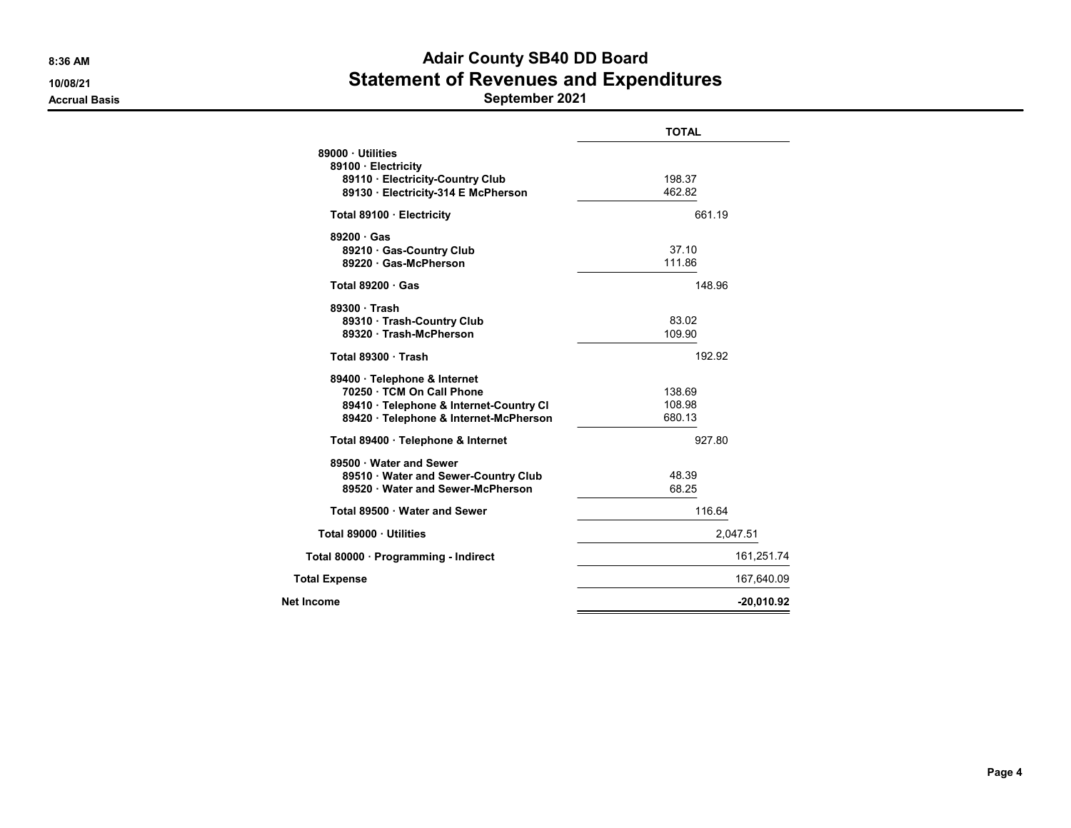# Adair County SB40 DD Board
## Statement of Revenues and Expenditures
### September 2021

8:36 AM
10/08/21
Accrual Basis

| | TOTAL |
|---|---|
| 89000 · Utilities | |
| 89100 · Electricity | |
| 89110 · Electricity-Country Club | 198.37 |
| 89130 · Electricity-314 E McPherson | 462.82 |
| Total 89100 · Electricity | 661.19 |
| 89200 · Gas | |
| 89210 · Gas-Country Club | 37.10 |
| 89220 · Gas-McPherson | 111.86 |
| Total 89200 · Gas | 148.96 |
| 89300 · Trash | |
| 89310 · Trash-Country Club | 83.02 |
| 89320 · Trash-McPherson | 109.90 |
| Total 89300 · Trash | 192.92 |
| 89400 · Telephone & Internet | |
| 70250 · TCM On Call Phone | 138.69 |
| 89410 · Telephone & Internet-Country Cl | 108.98 |
| 89420 · Telephone & Internet-McPherson | 680.13 |
| Total 89400 · Telephone & Internet | 927.80 |
| 89500 · Water and Sewer | |
| 89510 · Water and Sewer-Country Club | 48.39 |
| 89520 · Water and Sewer-McPherson | 68.25 |
| Total 89500 · Water and Sewer | 116.64 |
| Total 89000 · Utilities | 2,047.51 |
| Total 80000 · Programming - Indirect | 161,251.74 |
| Total Expense | 167,640.09 |
| **Net Income** | **-20,010.92** |